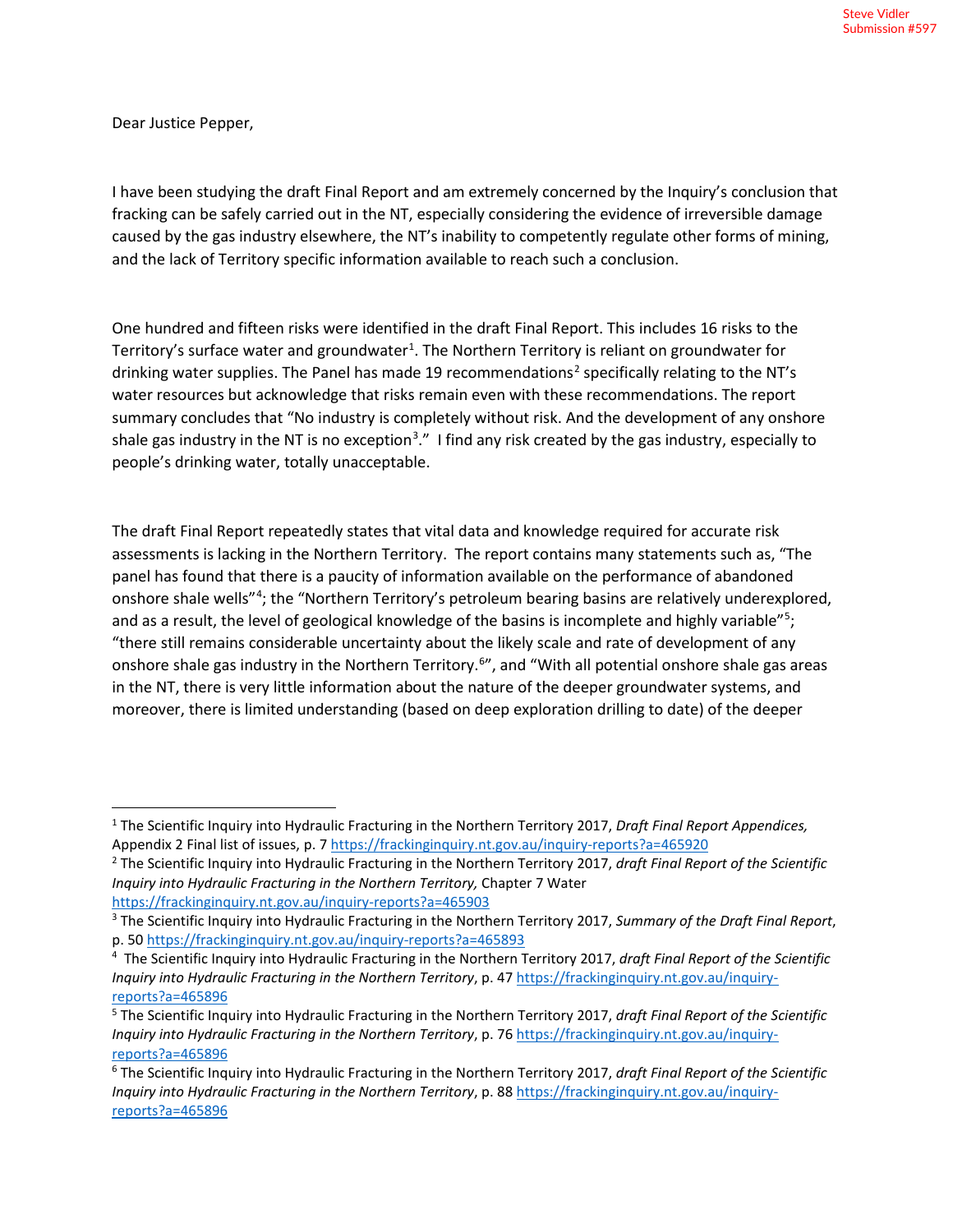Steve Vidler
Submission #597

Dear Justice Pepper,

I have been studying the draft Final Report and am extremely concerned by the Inquiry's conclusion that fracking can be safely carried out in the NT, especially considering the evidence of irreversible damage caused by the gas industry elsewhere, the NT's inability to competently regulate other forms of mining, and the lack of Territory specific information available to reach such a conclusion.

One hundred and fifteen risks were identified in the draft Final Report. This includes 16 risks to the Territory's surface water and groundwater[1]. The Northern Territory is reliant on groundwater for drinking water supplies. The Panel has made 19 recommendations[2] specifically relating to the NT's water resources but acknowledge that risks remain even with these recommendations. The report summary concludes that "No industry is completely without risk. And the development of any onshore shale gas industry in the NT is no exception[3]." I find any risk created by the gas industry, especially to people's drinking water, totally unacceptable.

The draft Final Report repeatedly states that vital data and knowledge required for accurate risk assessments is lacking in the Northern Territory. The report contains many statements such as, "The panel has found that there is a paucity of information available on the performance of abandoned onshore shale wells"[4]; the "Northern Territory's petroleum bearing basins are relatively underexplored, and as a result, the level of geological knowledge of the basins is incomplete and highly variable"[5]; "there still remains considerable uncertainty about the likely scale and rate of development of any onshore shale gas industry in the Northern Territory.[6]", and "With all potential onshore shale gas areas in the NT, there is very little information about the nature of the deeper groundwater systems, and moreover, there is limited understanding (based on deep exploration drilling to date) of the deeper

---

[1] The Scientific Inquiry into Hydraulic Fracturing in the Northern Territory 2017, *Draft Final Report Appendices,* Appendix 2 Final list of issues, p. 7 https://frackinginquiry.nt.gov.au/inquiry-reports?a=465920

[2] The Scientific Inquiry into Hydraulic Fracturing in the Northern Territory 2017, *draft Final Report of the Scientific Inquiry into Hydraulic Fracturing in the Northern Territory,* Chapter 7 Water https://frackinginquiry.nt.gov.au/inquiry-reports?a=465903

[3] The Scientific Inquiry into Hydraulic Fracturing in the Northern Territory 2017, *Summary of the Draft Final Report*, p. 50 https://frackinginquiry.nt.gov.au/inquiry-reports?a=465893

[4] The Scientific Inquiry into Hydraulic Fracturing in the Northern Territory 2017, *draft Final Report of the Scientific Inquiry into Hydraulic Fracturing in the Northern Territory*, p. 47 https://frackinginquiry.nt.gov.au/inquiry-reports?a=465896

[5] The Scientific Inquiry into Hydraulic Fracturing in the Northern Territory 2017, *draft Final Report of the Scientific Inquiry into Hydraulic Fracturing in the Northern Territory*, p. 76 https://frackinginquiry.nt.gov.au/inquiry-reports?a=465896

[6] The Scientific Inquiry into Hydraulic Fracturing in the Northern Territory 2017, *draft Final Report of the Scientific Inquiry into Hydraulic Fracturing in the Northern Territory*, p. 88 https://frackinginquiry.nt.gov.au/inquiry-reports?a=465896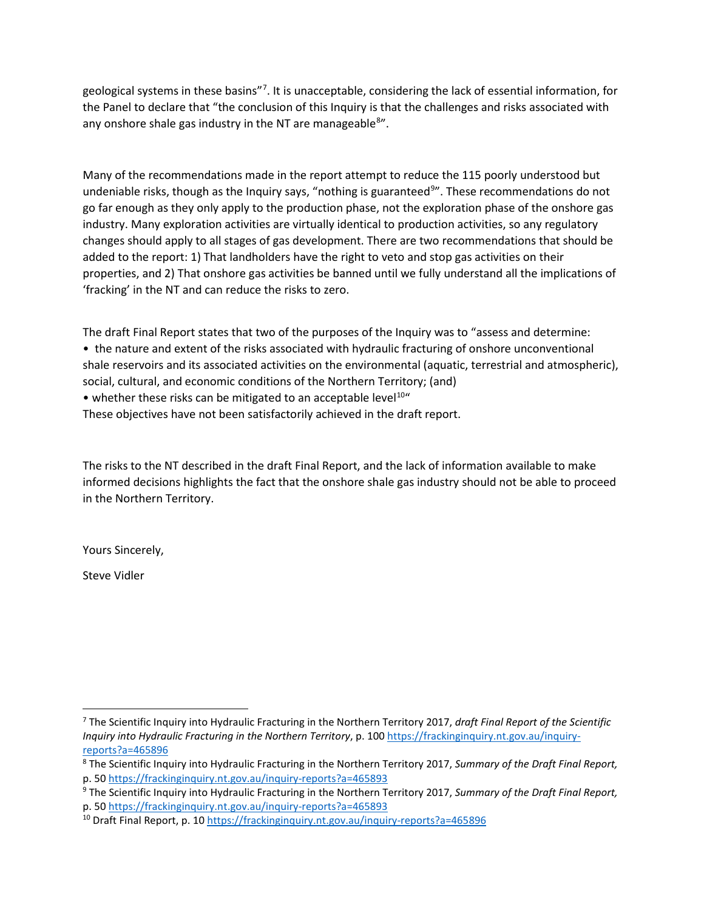geological systems in these basins"[7]. It is unacceptable, considering the lack of essential information, for the Panel to declare that "the conclusion of this Inquiry is that the challenges and risks associated with any onshore shale gas industry in the NT are manageable[8]".

Many of the recommendations made in the report attempt to reduce the 115 poorly understood but undeniable risks, though as the Inquiry says, "nothing is guaranteed[9]". These recommendations do not go far enough as they only apply to the production phase, not the exploration phase of the onshore gas industry. Many exploration activities are virtually identical to production activities, so any regulatory changes should apply to all stages of gas development. There are two recommendations that should be added to the report: 1) That landholders have the right to veto and stop gas activities on their properties, and 2) That onshore gas activities be banned until we fully understand all the implications of 'fracking' in the NT and can reduce the risks to zero.

The draft Final Report states that two of the purposes of the Inquiry was to "assess and determine:

- the nature and extent of the risks associated with hydraulic fracturing of onshore unconventional shale reservoirs and its associated activities on the environmental (aquatic, terrestrial and atmospheric), social, cultural, and economic conditions of the Northern Territory; (and)
- whether these risks can be mitigated to an acceptable level[10]"

These objectives have not been satisfactorily achieved in the draft report.

The risks to the NT described in the draft Final Report, and the lack of information available to make informed decisions highlights the fact that the onshore shale gas industry should not be able to proceed in the Northern Territory.

Yours Sincerely,

Steve Vidler

---

[7] The Scientific Inquiry into Hydraulic Fracturing in the Northern Territory 2017, *draft Final Report of the Scientific Inquiry into Hydraulic Fracturing in the Northern Territory*, p. 100 https://frackinginquiry.nt.gov.au/inquiry-reports?a=465896

[8] The Scientific Inquiry into Hydraulic Fracturing in the Northern Territory 2017, *Summary of the Draft Final Report,* p. 50 https://frackinginquiry.nt.gov.au/inquiry-reports?a=465893

[9] The Scientific Inquiry into Hydraulic Fracturing in the Northern Territory 2017, *Summary of the Draft Final Report,* p. 50 https://frackinginquiry.nt.gov.au/inquiry-reports?a=465893

[10] Draft Final Report, p. 10 https://frackinginquiry.nt.gov.au/inquiry-reports?a=465896